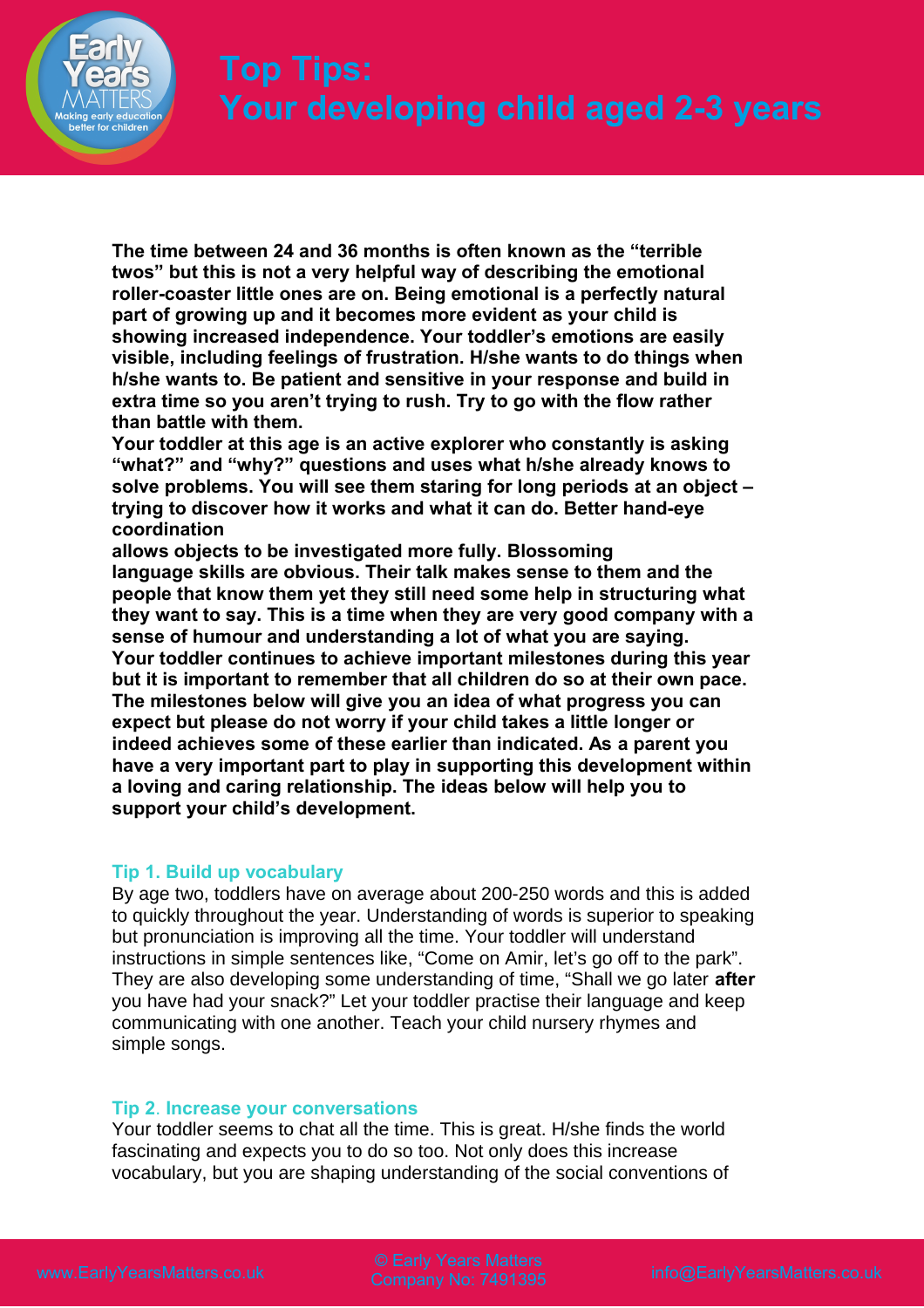# Top Tips: Your developing child aged 2-3 years

**The time between 24 and 36 months is often known as the "terrible twos" but this is not a very helpful way of describing the emotional roller-coaster little ones are on. Being emotional is a perfectly natural part of growing up and it becomes more evident as your child is showing increased independence. Your toddler's emotions are easily visible, including feelings of frustration. H/she wants to do things when h/she wants to. Be patient and sensitive in your response and build in extra time so you aren't trying to rush. Try to go with the flow rather than battle with them.**

**Your toddler at this age is an active explorer who constantly is asking "what?" and "why?" questions and uses what h/she already knows to solve problems. You will see them staring for long periods at an object – trying to discover how it works and what it can do. Better hand-eye coordination allows objects to be investigated more fully. Blossoming language skills are obvious. Their talk makes sense to them and the people that know them yet they still need some help in structuring what they want to say. This is a time when they are very good company with a sense of humour and understanding a lot of what you are saying.**

**Your toddler continues to achieve important milestones during this year but it is important to remember that all children do so at their own pace. The milestones below will give you an idea of what progress you can expect but please do not worry if your child takes a little longer or indeed achieves some of these earlier than indicated. As a parent you have a very important part to play in supporting this development within a loving and caring relationship. The ideas below will help you to support your child's development.**

### Tip 1. Build up vocabulary

By age two, toddlers have on average about 200-250 words and this is added to quickly throughout the year. Understanding of words is superior to speaking but pronunciation is improving all the time. Your toddler will understand instructions in simple sentences like, "Come on Amir, let's go off to the park". They are also developing some understanding of time, "Shall we go later **after** you have had your snack?" Let your toddler practise their language and keep communicating with one another. Teach your child nursery rhymes and simple songs.

### Tip 2. Increase your conversations

Your toddler seems to chat all the time. This is great. H/she finds the world fascinating and expects you to do so too. Not only does this increase vocabulary, but you are shaping understanding of the social conventions of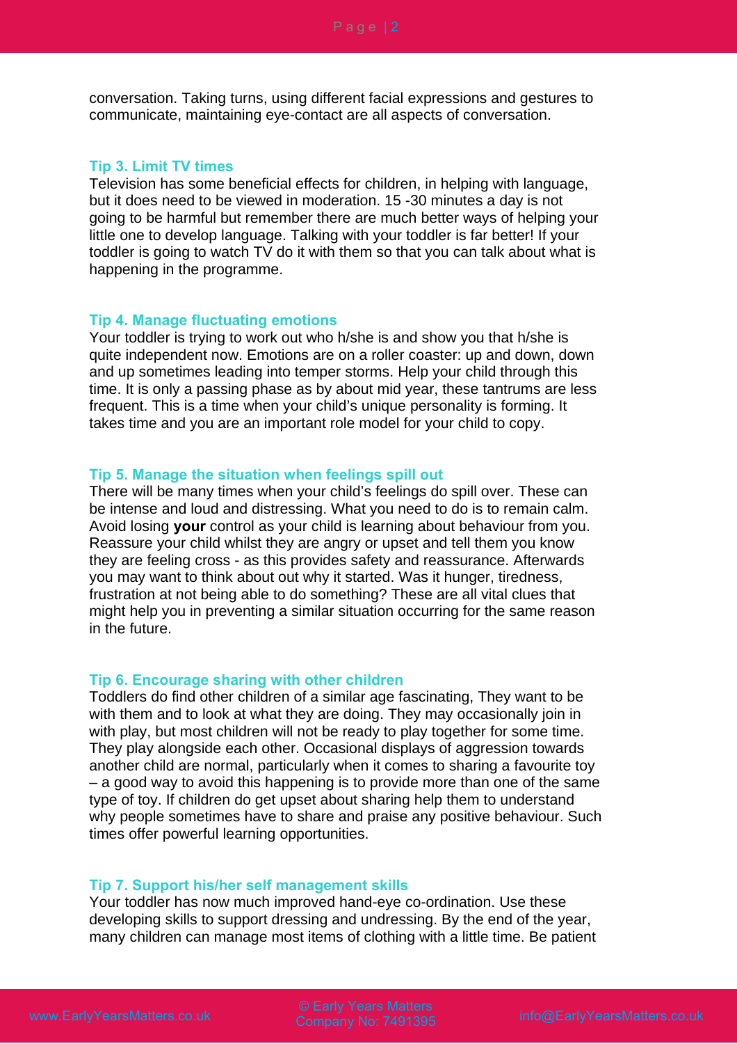conversation. Taking turns, using different facial expressions and gestures to communicate, maintaining eye-contact are all aspects of conversation.

### Tip 3. Limit TV times

Television has some beneficial effects for children, in helping with language, but it does need to be viewed in moderation. 15 -30 minutes a day is not going to be harmful but remember there are much better ways of helping your little one to develop language. Talking with your toddler is far better! If your toddler is going to watch TV do it with them so that you can talk about what is happening in the programme.

### Tip 4. Manage fluctuating emotions

Your toddler is trying to work out who h/she is and show you that h/she is quite independent now. Emotions are on a roller coaster: up and down, down and up sometimes leading into temper storms. Help your child through this time. It is only a passing phase as by about mid year, these tantrums are less frequent. This is a time when your child's unique personality is forming. It takes time and you are an important role model for your child to copy.

### Tip 5. Manage the situation when feelings spill out

There will be many times when your child's feelings do spill over. These can be intense and loud and distressing. What you need to do is to remain calm. Avoid losing **your** control as your child is learning about behaviour from you. Reassure your child whilst they are angry or upset and tell them you know they are feeling cross - as this provides safety and reassurance. Afterwards you may want to think about out why it started. Was it hunger, tiredness, frustration at not being able to do something? These are all vital clues that might help you in preventing a similar situation occurring for the same reason in the future.

### Tip 6. Encourage sharing with other children

Toddlers do find other children of a similar age fascinating, They want to be with them and to look at what they are doing. They may occasionally join in with play, but most children will not be ready to play together for some time. They play alongside each other. Occasional displays of aggression towards another child are normal, particularly when it comes to sharing a favourite toy – a good way to avoid this happening is to provide more than one of the same type of toy. If children do get upset about sharing help them to understand why people sometimes have to share and praise any positive behaviour. Such times offer powerful learning opportunities.

### Tip 7. Support his/her self management skills

Your toddler has now much improved hand-eye co-ordination. Use these developing skills to support dressing and undressing. By the end of the year, many children can manage most items of clothing with a little time. Be patient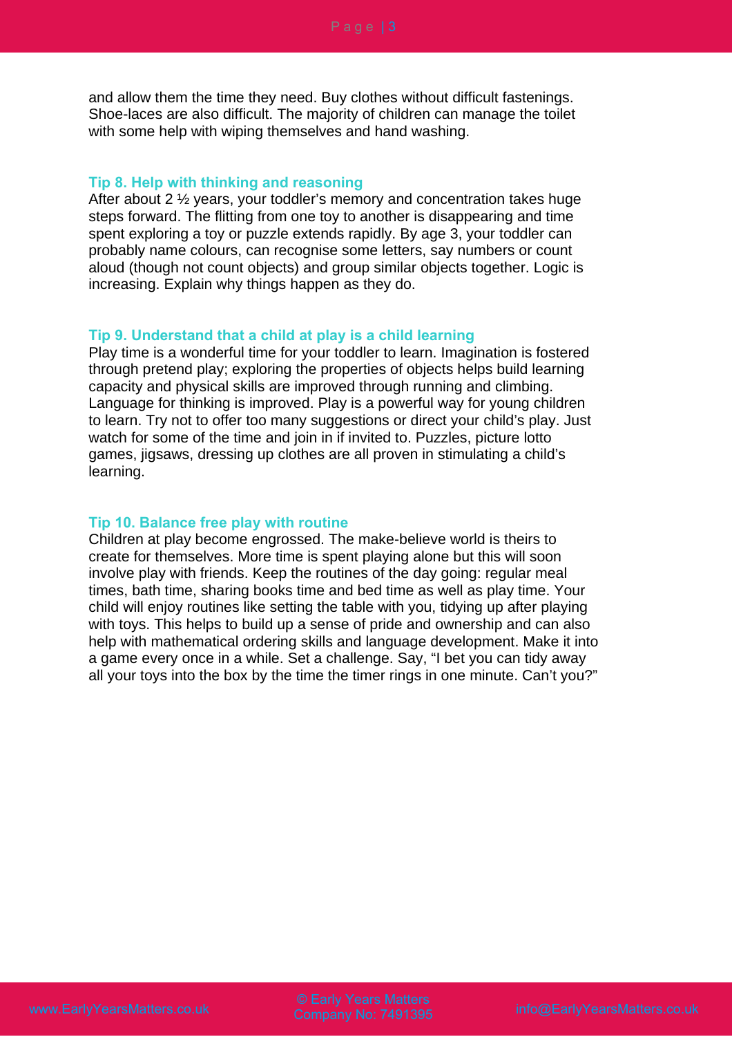and allow them the time they need. Buy clothes without difficult fastenings. Shoe-laces are also difficult. The majority of children can manage the toilet with some help with wiping themselves and hand washing.

### Tip 8. Help with thinking and reasoning

After about 2 ½ years, your toddler's memory and concentration takes huge steps forward. The flitting from one toy to another is disappearing and time spent exploring a toy or puzzle extends rapidly. By age 3, your toddler can probably name colours, can recognise some letters, say numbers or count aloud (though not count objects) and group similar objects together. Logic is increasing. Explain why things happen as they do.

### Tip 9. Understand that a child at play is a child learning

Play time is a wonderful time for your toddler to learn. Imagination is fostered through pretend play; exploring the properties of objects helps build learning capacity and physical skills are improved through running and climbing. Language for thinking is improved. Play is a powerful way for young children to learn. Try not to offer too many suggestions or direct your child's play. Just watch for some of the time and join in if invited to. Puzzles, picture lotto games, jigsaws, dressing up clothes are all proven in stimulating a child's learning.

### Tip 10. Balance free play with routine

Children at play become engrossed. The make-believe world is theirs to create for themselves. More time is spent playing alone but this will soon involve play with friends. Keep the routines of the day going: regular meal times, bath time, sharing books time and bed time as well as play time. Your child will enjoy routines like setting the table with you, tidying up after playing with toys. This helps to build up a sense of pride and ownership and can also help with mathematical ordering skills and language development. Make it into a game every once in a while. Set a challenge. Say, "I bet you can tidy away all your toys into the box by the time the timer rings in one minute. Can't you?"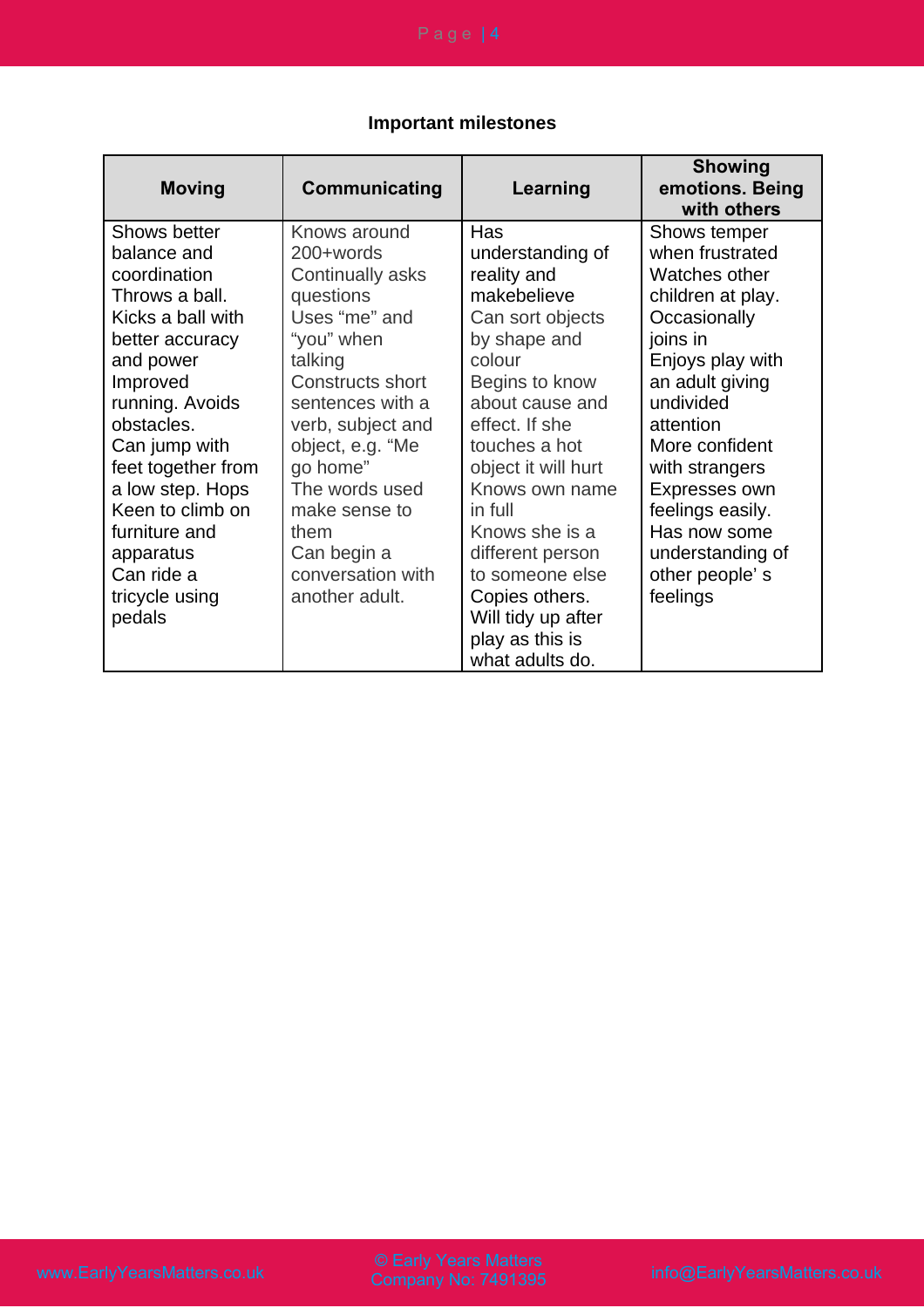**Important milestones**

| Moving | Communicating | Learning | Showing emotions. Being with others |
|---|---|---|---|
| Shows better balance and coordination Throws a ball. Kicks a ball with better accuracy and power Improved running. Avoids obstacles. Can jump with feet together from a low step. Hops Keen to climb on furniture and apparatus Can ride a tricycle using pedals | Knows around 200+words Continually asks questions Uses "me" and "you" when talking Constructs short sentences with a verb, subject and object, e.g. "Me go home" The words used make sense to them Can begin a conversation with another adult. | Has understanding of reality and makebelieve Can sort objects by shape and colour Begins to know about cause and effect. If she touches a hot object it will hurt Knows own name in full Knows she is a different person to someone else Copies others. Will tidy up after play as this is what adults do. | Shows temper when frustrated Watches other children at play. Occasionally joins in Enjoys play with an adult giving undivided attention More confident with strangers Expresses own feelings easily. Has now some understanding of other people' s feelings |